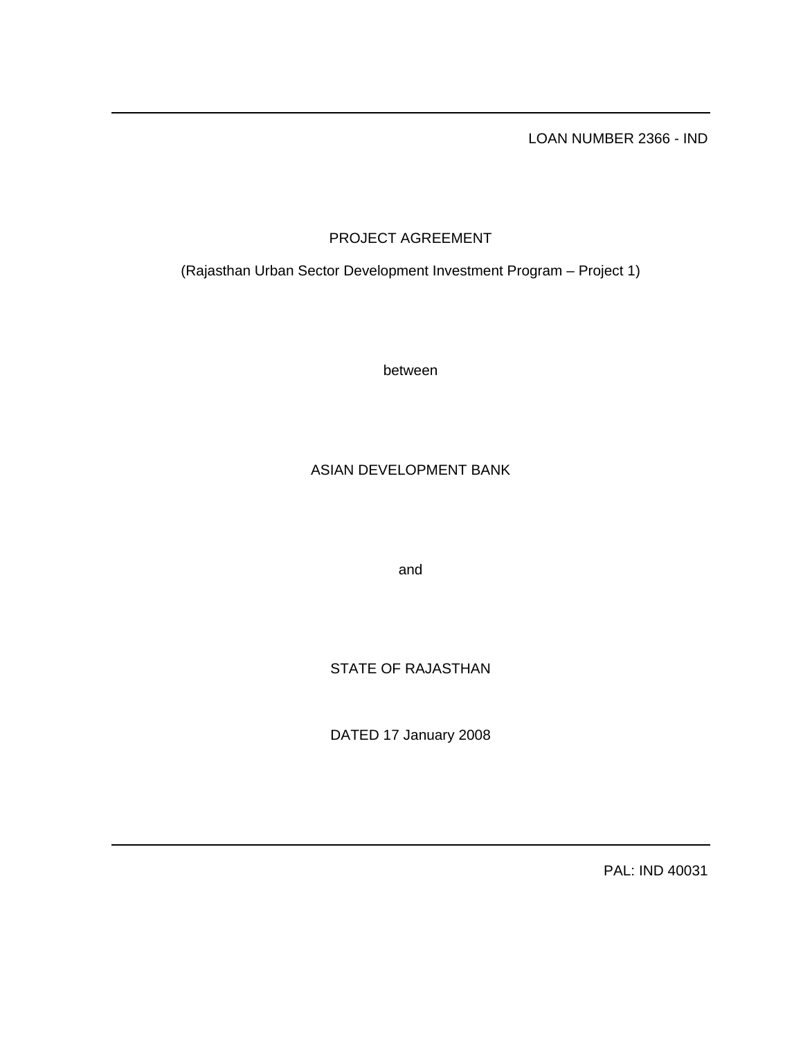LOAN NUMBER 2366 - IND

# PROJECT AGREEMENT

(Rajasthan Urban Sector Development Investment Program – Project 1)

between

ASIAN DEVELOPMENT BANK

and

STATE OF RAJASTHAN

DATED 17 January 2008

PAL: IND 40031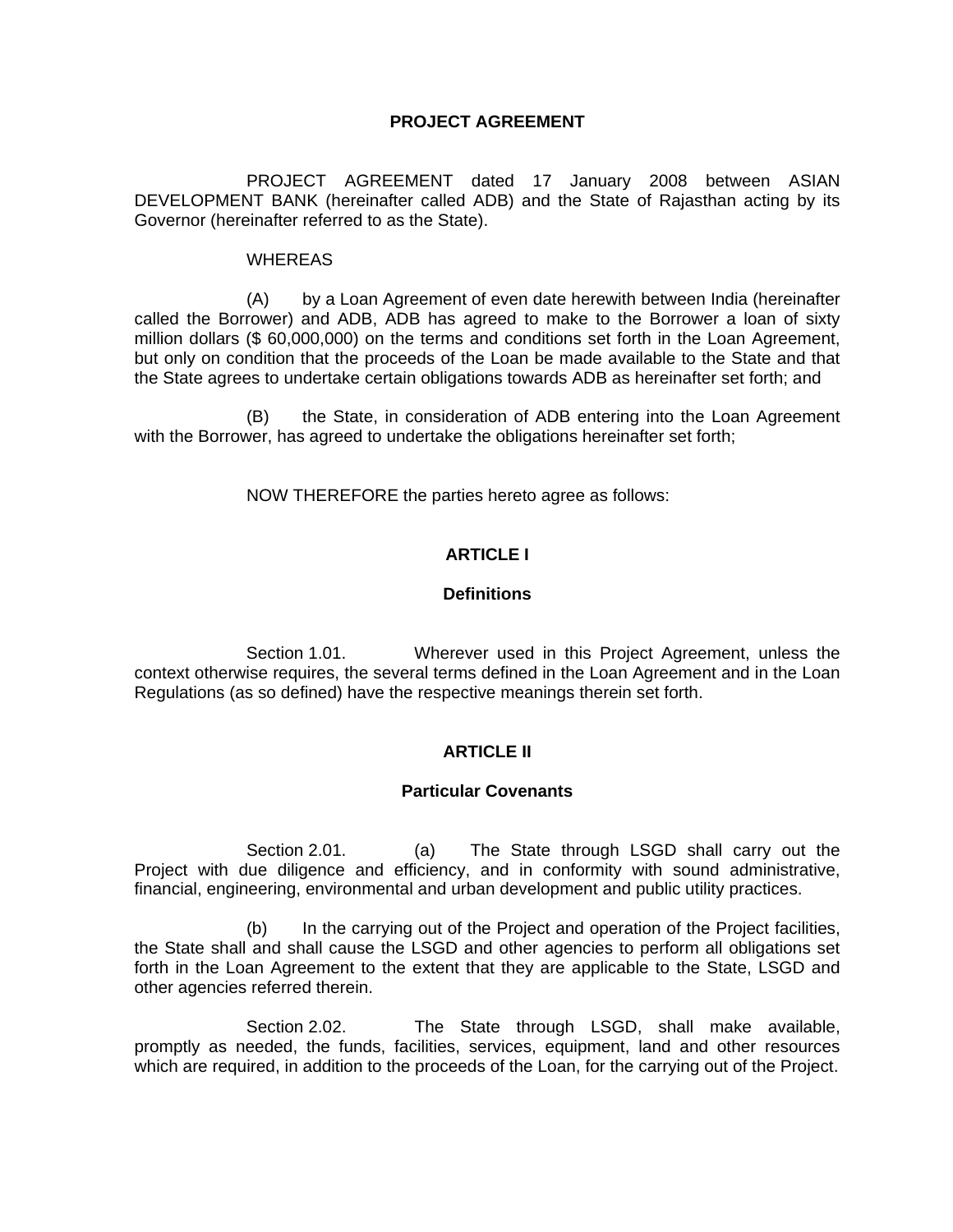# PROJECT AGREEMENT

PROJECT AGREEMENT dated 17 January 2008 between ASIAN DEVELOPMENT BANK (hereinafter called ADB) and the State of Rajasthan acting by its Governor (hereinafter referred to as the State).

WHEREAS

(A) by a Loan Agreement of even date herewith between India (hereinafter called the Borrower) and ADB, ADB has agreed to make to the Borrower a loan of sixty million dollars ($ 60,000,000) on the terms and conditions set forth in the Loan Agreement, but only on condition that the proceeds of the Loan be made available to the State and that the State agrees to undertake certain obligations towards ADB as hereinafter set forth; and

(B) the State, in consideration of ADB entering into the Loan Agreement with the Borrower, has agreed to undertake the obligations hereinafter set forth;

NOW THEREFORE the parties hereto agree as follows:

## ARTICLE I

### Definitions

Section 1.01. Wherever used in this Project Agreement, unless the context otherwise requires, the several terms defined in the Loan Agreement and in the Loan Regulations (as so defined) have the respective meanings therein set forth.

## ARTICLE II

### Particular Covenants

Section 2.01. (a) The State through LSGD shall carry out the Project with due diligence and efficiency, and in conformity with sound administrative, financial, engineering, environmental and urban development and public utility practices.

(b) In the carrying out of the Project and operation of the Project facilities, the State shall and shall cause the LSGD and other agencies to perform all obligations set forth in the Loan Agreement to the extent that they are applicable to the State, LSGD and other agencies referred therein.

Section 2.02. The State through LSGD, shall make available, promptly as needed, the funds, facilities, services, equipment, land and other resources which are required, in addition to the proceeds of the Loan, for the carrying out of the Project.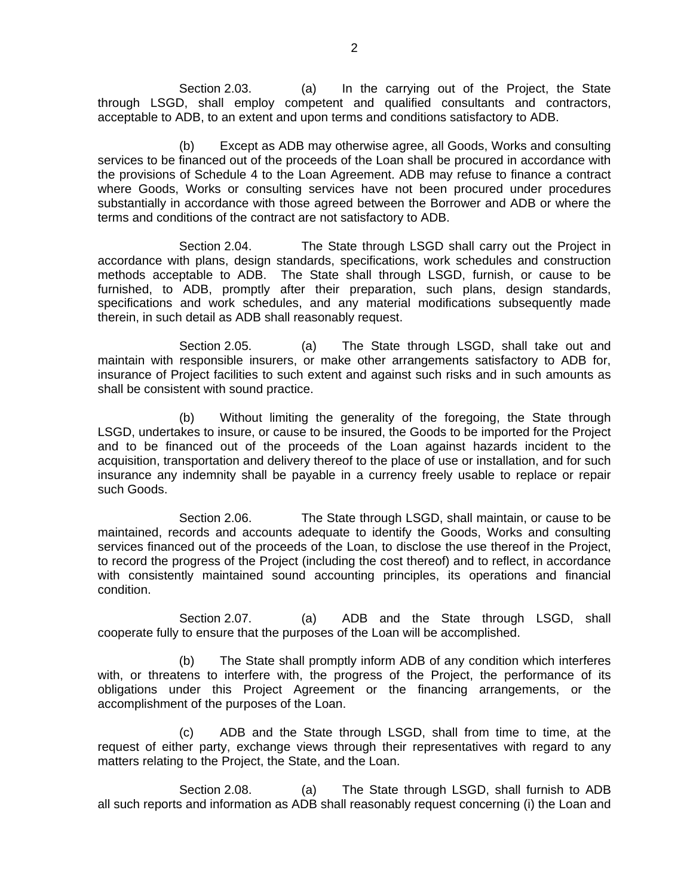Section 2.03. (a) In the carrying out of the Project, the State through LSGD, shall employ competent and qualified consultants and contractors, acceptable to ADB, to an extent and upon terms and conditions satisfactory to ADB.

(b) Except as ADB may otherwise agree, all Goods, Works and consulting services to be financed out of the proceeds of the Loan shall be procured in accordance with the provisions of Schedule 4 to the Loan Agreement. ADB may refuse to finance a contract where Goods, Works or consulting services have not been procured under procedures substantially in accordance with those agreed between the Borrower and ADB or where the terms and conditions of the contract are not satisfactory to ADB.

Section 2.04. The State through LSGD shall carry out the Project in accordance with plans, design standards, specifications, work schedules and construction methods acceptable to ADB. The State shall through LSGD, furnish, or cause to be furnished, to ADB, promptly after their preparation, such plans, design standards, specifications and work schedules, and any material modifications subsequently made therein, in such detail as ADB shall reasonably request.

Section 2.05. (a) The State through LSGD, shall take out and maintain with responsible insurers, or make other arrangements satisfactory to ADB for, insurance of Project facilities to such extent and against such risks and in such amounts as shall be consistent with sound practice.

(b) Without limiting the generality of the foregoing, the State through LSGD, undertakes to insure, or cause to be insured, the Goods to be imported for the Project and to be financed out of the proceeds of the Loan against hazards incident to the acquisition, transportation and delivery thereof to the place of use or installation, and for such insurance any indemnity shall be payable in a currency freely usable to replace or repair such Goods.

Section 2.06. The State through LSGD, shall maintain, or cause to be maintained, records and accounts adequate to identify the Goods, Works and consulting services financed out of the proceeds of the Loan, to disclose the use thereof in the Project, to record the progress of the Project (including the cost thereof) and to reflect, in accordance with consistently maintained sound accounting principles, its operations and financial condition.

Section 2.07. (a) ADB and the State through LSGD, shall cooperate fully to ensure that the purposes of the Loan will be accomplished.

(b) The State shall promptly inform ADB of any condition which interferes with, or threatens to interfere with, the progress of the Project, the performance of its obligations under this Project Agreement or the financing arrangements, or the accomplishment of the purposes of the Loan.

(c) ADB and the State through LSGD, shall from time to time, at the request of either party, exchange views through their representatives with regard to any matters relating to the Project, the State, and the Loan.

Section 2.08. (a) The State through LSGD, shall furnish to ADB all such reports and information as ADB shall reasonably request concerning (i) the Loan and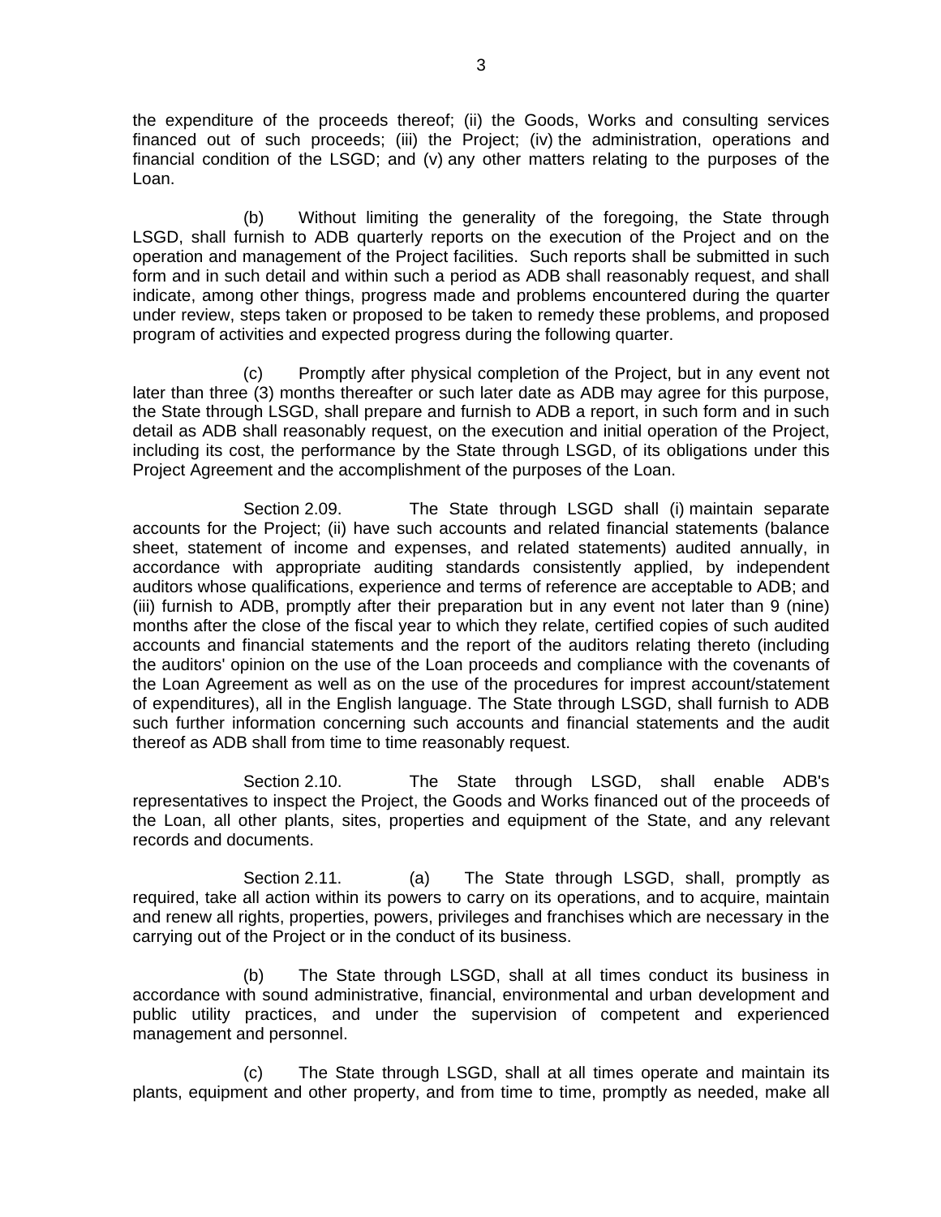the expenditure of the proceeds thereof; (ii) the Goods, Works and consulting services financed out of such proceeds; (iii) the Project; (iv) the administration, operations and financial condition of the LSGD; and (v) any other matters relating to the purposes of the Loan.

(b) Without limiting the generality of the foregoing, the State through LSGD, shall furnish to ADB quarterly reports on the execution of the Project and on the operation and management of the Project facilities. Such reports shall be submitted in such form and in such detail and within such a period as ADB shall reasonably request, and shall indicate, among other things, progress made and problems encountered during the quarter under review, steps taken or proposed to be taken to remedy these problems, and proposed program of activities and expected progress during the following quarter.

(c) Promptly after physical completion of the Project, but in any event not later than three (3) months thereafter or such later date as ADB may agree for this purpose, the State through LSGD, shall prepare and furnish to ADB a report, in such form and in such detail as ADB shall reasonably request, on the execution and initial operation of the Project, including its cost, the performance by the State through LSGD, of its obligations under this Project Agreement and the accomplishment of the purposes of the Loan.

Section 2.09. The State through LSGD shall (i) maintain separate accounts for the Project; (ii) have such accounts and related financial statements (balance sheet, statement of income and expenses, and related statements) audited annually, in accordance with appropriate auditing standards consistently applied, by independent auditors whose qualifications, experience and terms of reference are acceptable to ADB; and (iii) furnish to ADB, promptly after their preparation but in any event not later than 9 (nine) months after the close of the fiscal year to which they relate, certified copies of such audited accounts and financial statements and the report of the auditors relating thereto (including the auditors' opinion on the use of the Loan proceeds and compliance with the covenants of the Loan Agreement as well as on the use of the procedures for imprest account/statement of expenditures), all in the English language. The State through LSGD, shall furnish to ADB such further information concerning such accounts and financial statements and the audit thereof as ADB shall from time to time reasonably request.

Section 2.10. The State through LSGD, shall enable ADB's representatives to inspect the Project, the Goods and Works financed out of the proceeds of the Loan, all other plants, sites, properties and equipment of the State, and any relevant records and documents.

Section 2.11. (a) The State through LSGD, shall, promptly as required, take all action within its powers to carry on its operations, and to acquire, maintain and renew all rights, properties, powers, privileges and franchises which are necessary in the carrying out of the Project or in the conduct of its business.

(b) The State through LSGD, shall at all times conduct its business in accordance with sound administrative, financial, environmental and urban development and public utility practices, and under the supervision of competent and experienced management and personnel.

(c) The State through LSGD, shall at all times operate and maintain its plants, equipment and other property, and from time to time, promptly as needed, make all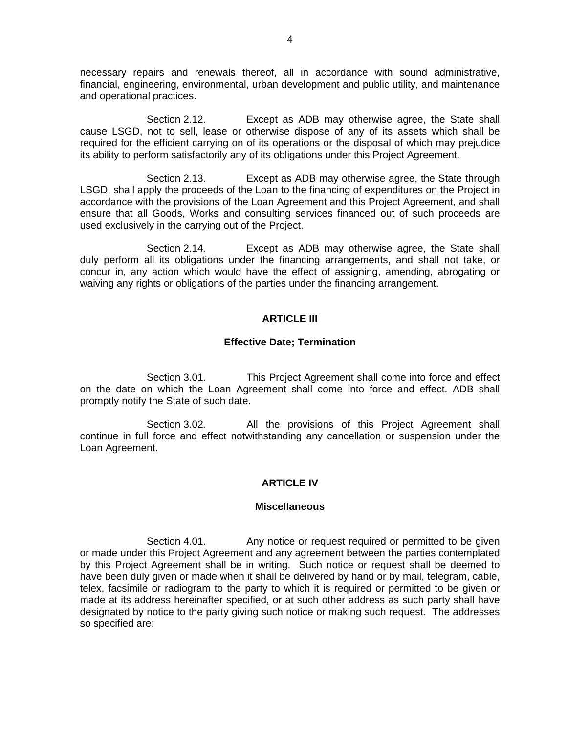necessary repairs and renewals thereof, all in accordance with sound administrative, financial, engineering, environmental, urban development and public utility, and maintenance and operational practices.

Section 2.12. Except as ADB may otherwise agree, the State shall cause LSGD, not to sell, lease or otherwise dispose of any of its assets which shall be required for the efficient carrying on of its operations or the disposal of which may prejudice its ability to perform satisfactorily any of its obligations under this Project Agreement.

Section 2.13. Except as ADB may otherwise agree, the State through LSGD, shall apply the proceeds of the Loan to the financing of expenditures on the Project in accordance with the provisions of the Loan Agreement and this Project Agreement, and shall ensure that all Goods, Works and consulting services financed out of such proceeds are used exclusively in the carrying out of the Project.

Section 2.14. Except as ADB may otherwise agree, the State shall duly perform all its obligations under the financing arrangements, and shall not take, or concur in, any action which would have the effect of assigning, amending, abrogating or waiving any rights or obligations of the parties under the financing arrangement.

## ARTICLE III

### Effective Date; Termination

Section 3.01. This Project Agreement shall come into force and effect on the date on which the Loan Agreement shall come into force and effect. ADB shall promptly notify the State of such date.

Section 3.02. All the provisions of this Project Agreement shall continue in full force and effect notwithstanding any cancellation or suspension under the Loan Agreement.

## ARTICLE IV

### Miscellaneous

Section 4.01. Any notice or request required or permitted to be given or made under this Project Agreement and any agreement between the parties contemplated by this Project Agreement shall be in writing. Such notice or request shall be deemed to have been duly given or made when it shall be delivered by hand or by mail, telegram, cable, telex, facsimile or radiogram to the party to which it is required or permitted to be given or made at its address hereinafter specified, or at such other address as such party shall have designated by notice to the party giving such notice or making such request. The addresses so specified are: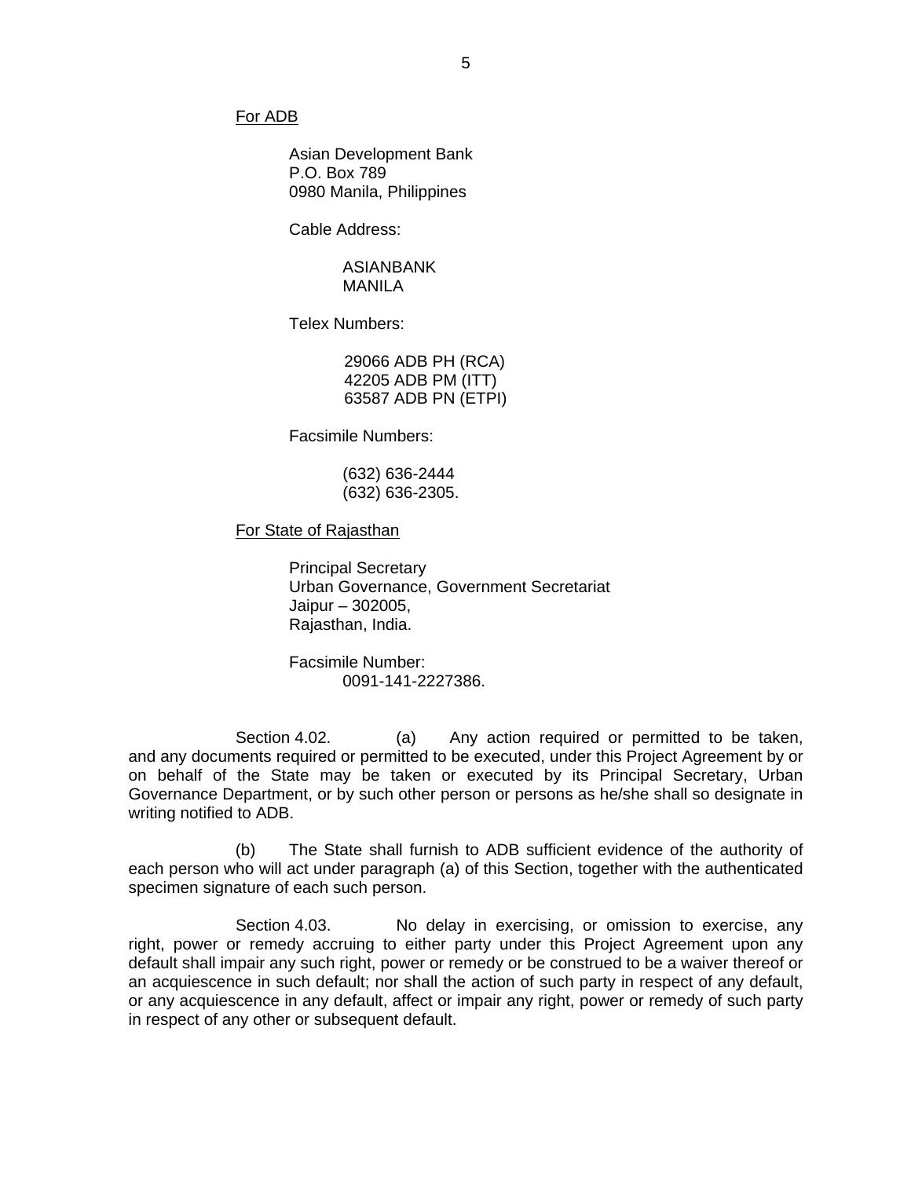For ADB

Asian Development Bank
P.O. Box 789
0980 Manila, Philippines

Cable Address:

ASIANBANK
MANILA

Telex Numbers:

29066 ADB PH (RCA)
42205 ADB PM (ITT)
63587 ADB PN (ETPI)

Facsimile Numbers:

(632) 636-2444
(632) 636-2305.

For State of Rajasthan

Principal Secretary
Urban Governance, Government Secretariat
Jaipur – 302005,
Rajasthan, India.

Facsimile Number:
0091-141-2227386.

Section 4.02. (a) Any action required or permitted to be taken, and any documents required or permitted to be executed, under this Project Agreement by or on behalf of the State may be taken or executed by its Principal Secretary, Urban Governance Department, or by such other person or persons as he/she shall so designate in writing notified to ADB.

(b) The State shall furnish to ADB sufficient evidence of the authority of each person who will act under paragraph (a) of this Section, together with the authenticated specimen signature of each such person.

Section 4.03. No delay in exercising, or omission to exercise, any right, power or remedy accruing to either party under this Project Agreement upon any default shall impair any such right, power or remedy or be construed to be a waiver thereof or an acquiescence in such default; nor shall the action of such party in respect of any default, or any acquiescence in any default, affect or impair any right, power or remedy of such party in respect of any other or subsequent default.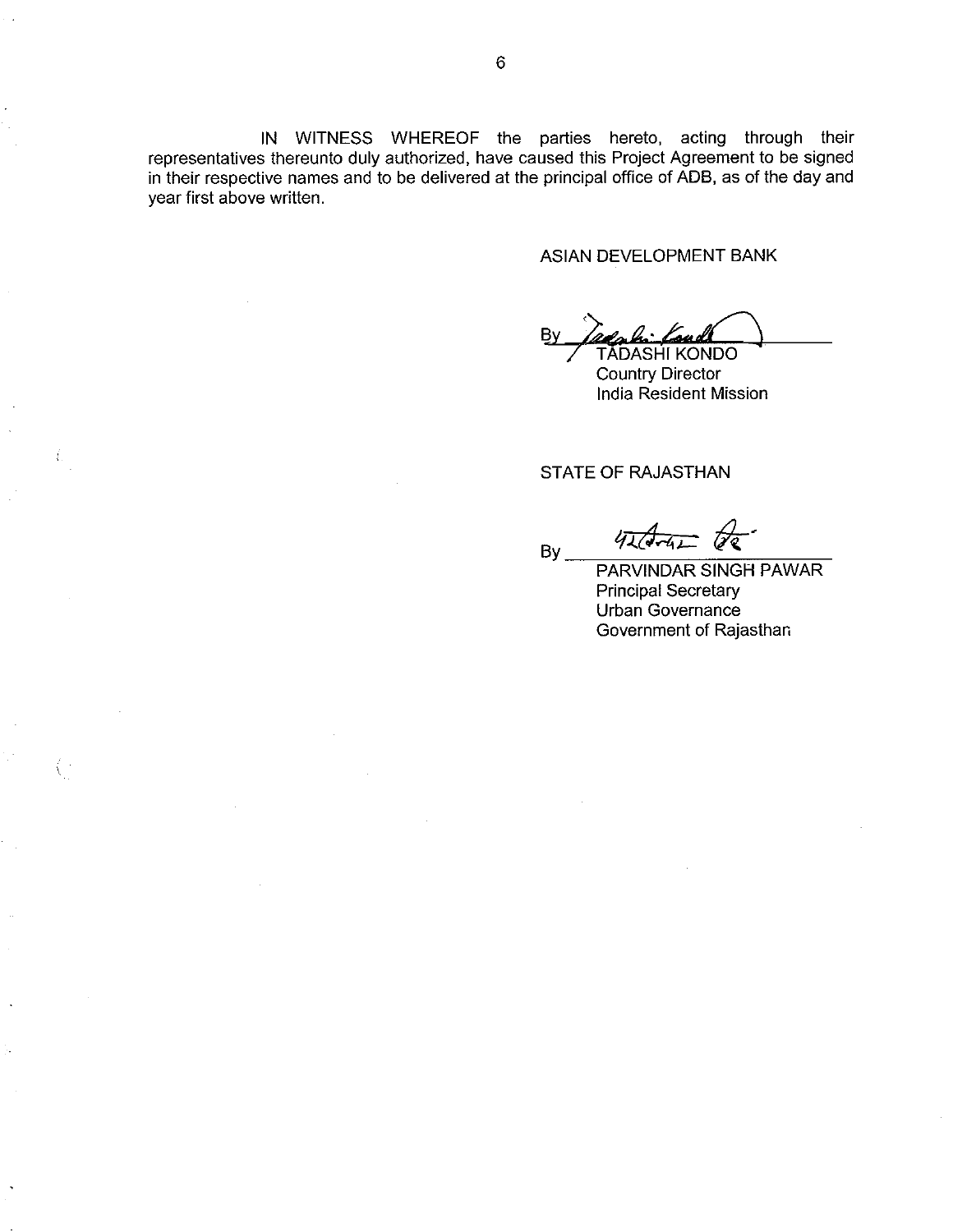IN WITNESS WHEREOF the parties hereto, acting through their representatives thereunto duly authorized, have caused this Project Agreement to be signed in their respective names and to be delivered at the principal office of ADB, as of the day and year first above written.

ASIAN DEVELOPMENT BANK

By ____________________
TADASHI KONDO
Country Director
India Resident Mission

STATE OF RAJASTHAN

By ____________________
PARVINDAR SINGH PAWAR
Principal Secretary
Urban Governance
Government of Rajasthan